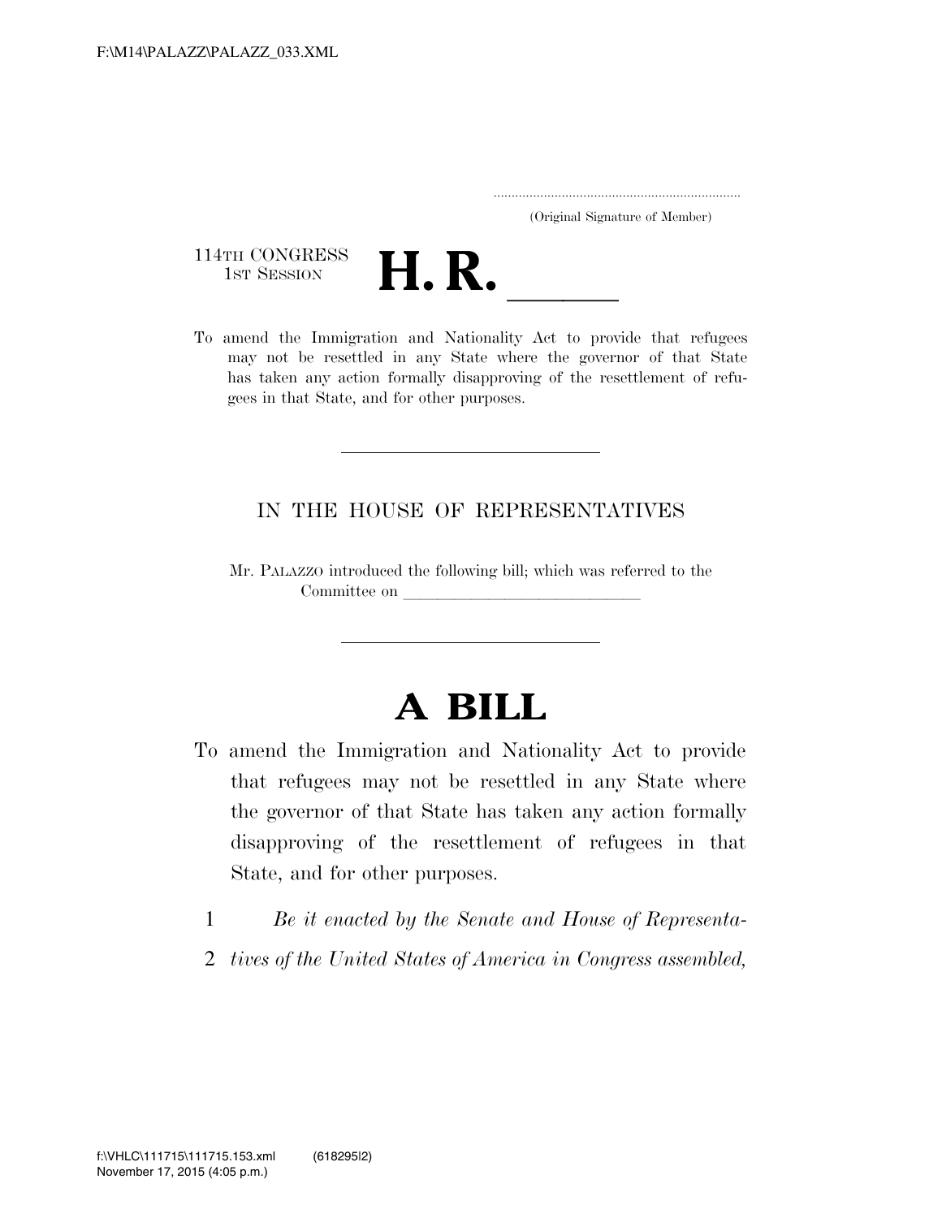(Original Signature of Member)

114TH CONGRESS
1ST SESSION

# H. R. \_\_\_\_\_

To amend the Immigration and Nationality Act to provide that refugees may not be resettled in any State where the governor of that State has taken any action formally disapproving of the resettlement of refugees in that State, and for other purposes.

---

IN THE HOUSE OF REPRESENTATIVES

Mr. PALAZZO introduced the following bill; which was referred to the Committee on \_\_\_\_\_\_\_\_\_\_\_\_\_\_\_\_\_\_\_\_\_\_\_\_\_\_\_\_\_\_

---

# A BILL

To amend the Immigration and Nationality Act to provide that refugees may not be resettled in any State where the governor of that State has taken any action formally disapproving of the resettlement of refugees in that State, and for other purposes.

1 *Be it enacted by the Senate and House of Representa-*
2 *tives of the United States of America in Congress assembled,*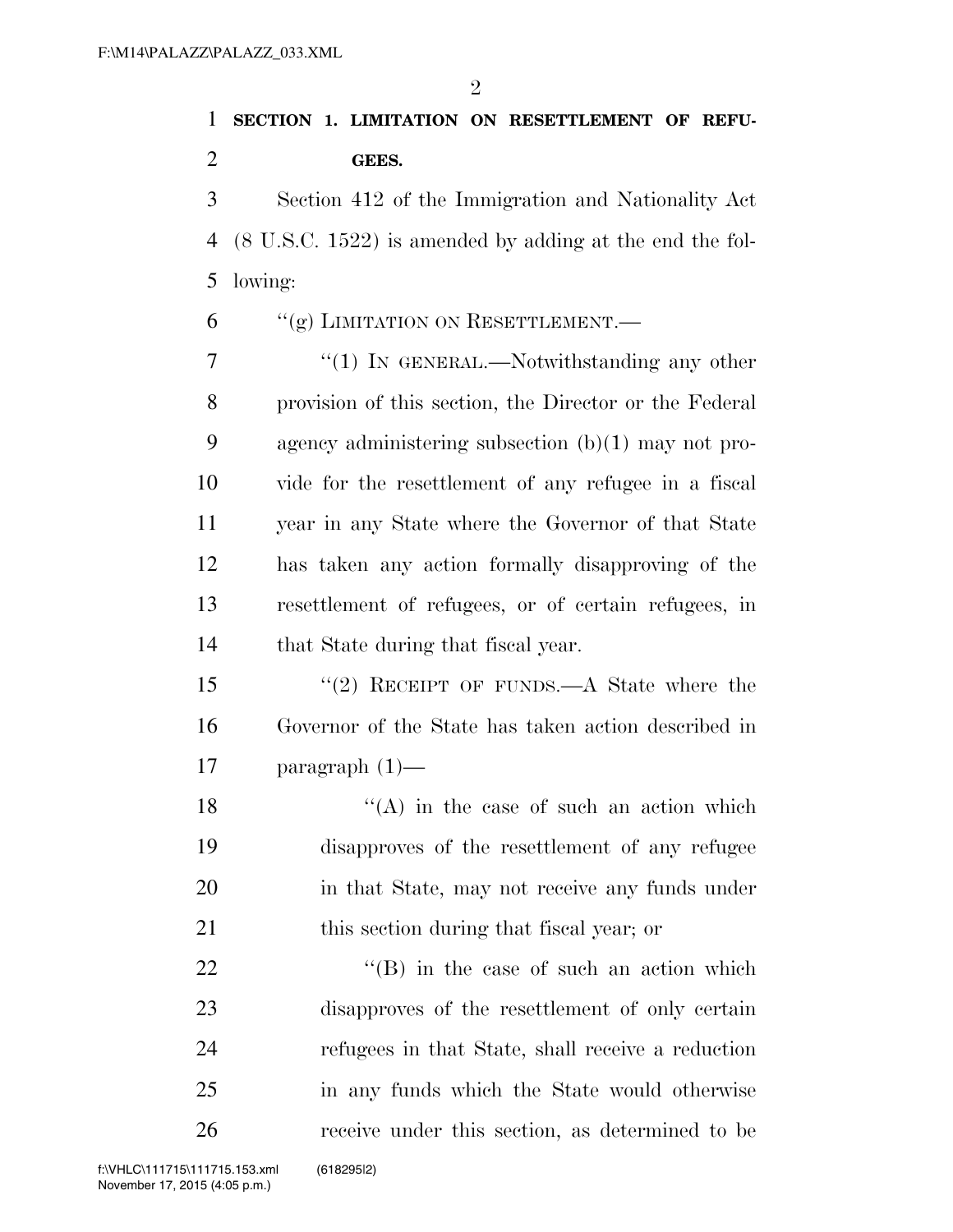**SECTION 1. LIMITATION ON RESETTLEMENT OF REFUGEES.**

Section 412 of the Immigration and Nationality Act (8 U.S.C. 1522) is amended by adding at the end the following:

"(g) LIMITATION ON RESETTLEMENT.—

"(1) IN GENERAL.—Notwithstanding any other provision of this section, the Director or the Federal agency administering subsection (b)(1) may not provide for the resettlement of any refugee in a fiscal year in any State where the Governor of that State has taken any action formally disapproving of the resettlement of refugees, or of certain refugees, in that State during that fiscal year.

"(2) RECEIPT OF FUNDS.—A State where the Governor of the State has taken action described in paragraph (1)—

"(A) in the case of such an action which disapproves of the resettlement of any refugee in that State, may not receive any funds under this section during that fiscal year; or

"(B) in the case of such an action which disapproves of the resettlement of only certain refugees in that State, shall receive a reduction in any funds which the State would otherwise receive under this section, as determined to be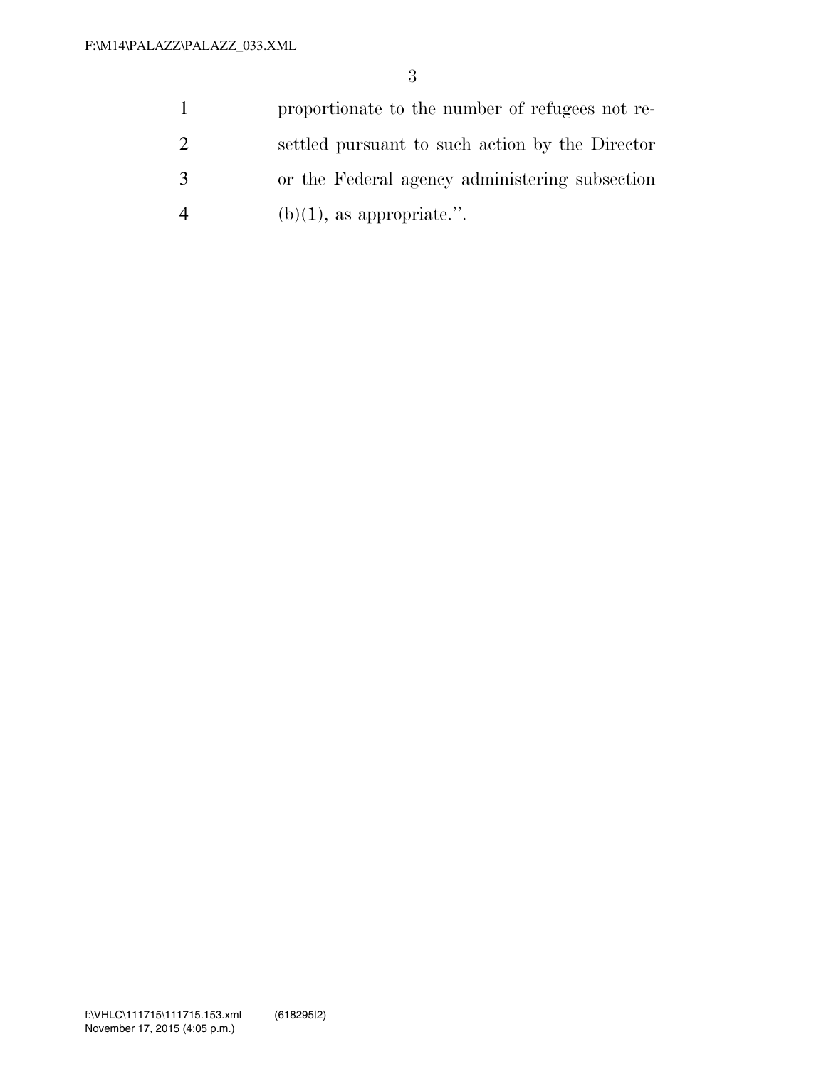proportionate to the number of refugees not resettled pursuant to such action by the Director or the Federal agency administering subsection (b)(1), as appropriate.''.